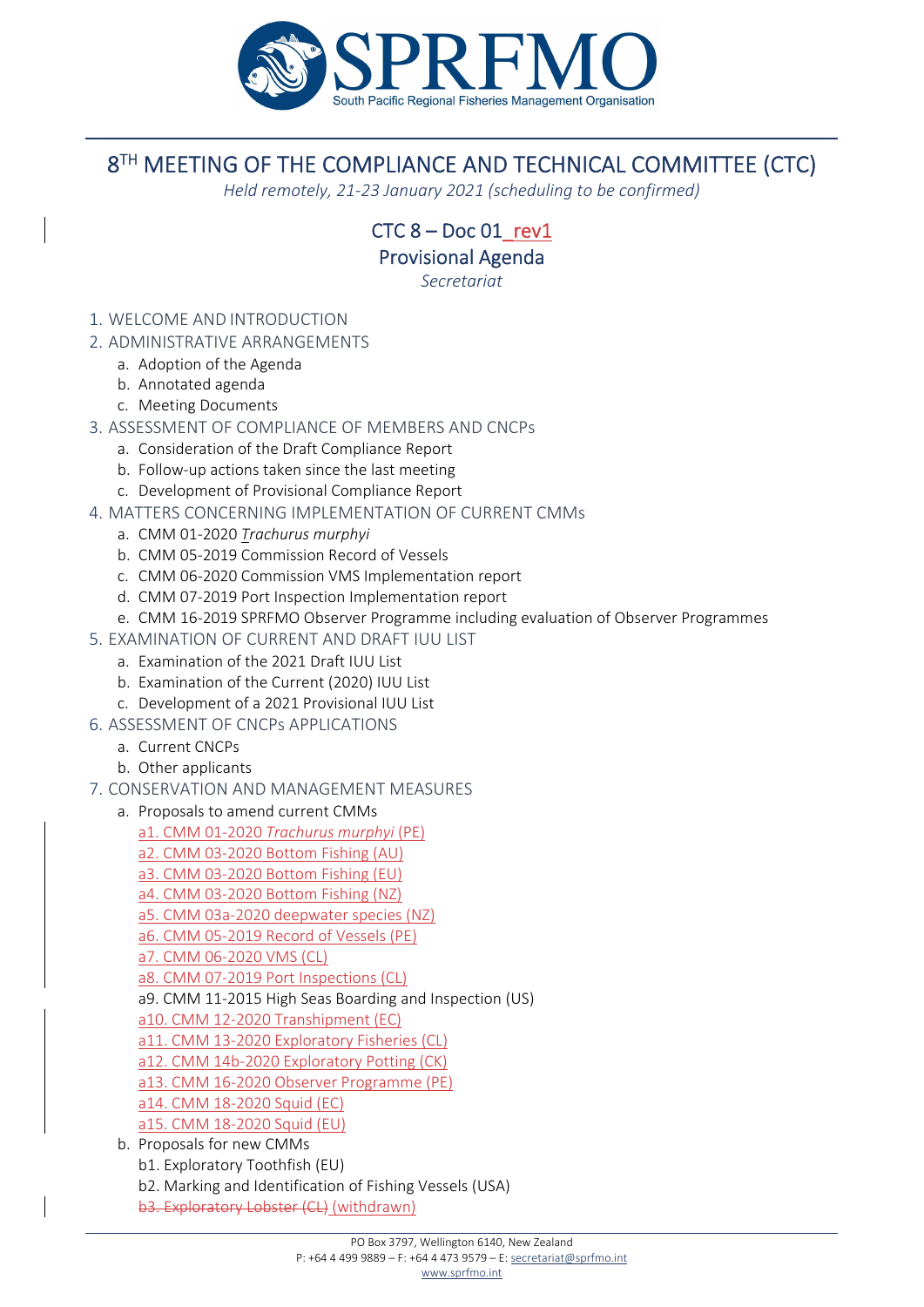SPRFMO

South Pacific Regional Fisheries Management Organisation

# 8TH MEETING OF THE COMPLIANCE AND TECHNICAL COMMITTEE (CTC)

*Held remotely, 21-23 January 2021 (scheduling to be confirmed)*

## CTC 8 – Doc 01_rev1

## Provisional Agenda

*Secretariat*

1. WELCOME AND INTRODUCTION
2. ADMINISTRATIVE ARRANGEMENTS
   a. Adoption of the Agenda
   b. Annotated agenda
   c. Meeting Documents
3. ASSESSMENT OF COMPLIANCE OF MEMBERS AND CNCPs
   a. Consideration of the Draft Compliance Report
   b. Follow-up actions taken since the last meeting
   c. Development of Provisional Compliance Report
4. MATTERS CONCERNING IMPLEMENTATION OF CURRENT CMMs
   a. CMM 01-2020 *Trachurus murphyi*
   b. CMM 05-2019 Commission Record of Vessels
   c. CMM 06-2020 Commission VMS Implementation report
   d. CMM 07-2019 Port Inspection Implementation report
   e. CMM 16-2019 SPRFMO Observer Programme including evaluation of Observer Programmes
5. EXAMINATION OF CURRENT AND DRAFT IUU LIST
   a. Examination of the 2021 Draft IUU List
   b. Examination of the Current (2020) IUU List
   c. Development of a 2021 Provisional IUU List
6. ASSESSMENT OF CNCPs APPLICATIONS
   a. Current CNCPs
   b. Other applicants
7. CONSERVATION AND MANAGEMENT MEASURES
   a. Proposals to amend current CMMs
      a1. CMM 01-2020 *Trachurus murphyi* (PE)
      a2. CMM 03-2020 Bottom Fishing (AU)
      a3. CMM 03-2020 Bottom Fishing (EU)
      a4. CMM 03-2020 Bottom Fishing (NZ)
      a5. CMM 03a-2020 deepwater species (NZ)
      a6. CMM 05-2019 Record of Vessels (PE)
      a7. CMM 06-2020 VMS (CL)
      a8. CMM 07-2019 Port Inspections (CL)
      a9. CMM 11-2015 High Seas Boarding and Inspection (US)
      a10. CMM 12-2020 Transhipment (EC)
      a11. CMM 13-2020 Exploratory Fisheries (CL)
      a12. CMM 14b-2020 Exploratory Potting (CK)
      a13. CMM 16-2020 Observer Programme (PE)
      a14. CMM 18-2020 Squid (EC)
      a15. CMM 18-2020 Squid (EU)
   b. Proposals for new CMMs
      b1. Exploratory Toothfish (EU)
      b2. Marking and Identification of Fishing Vessels (USA)
      ~~b3. Exploratory Lobster (CL)~~ (withdrawn)

PO Box 3797, Wellington 6140, New Zealand
P: +64 4 499 9889 – F: +64 4 473 9579 – E: secretariat@sprfmo.int
www.sprfmo.int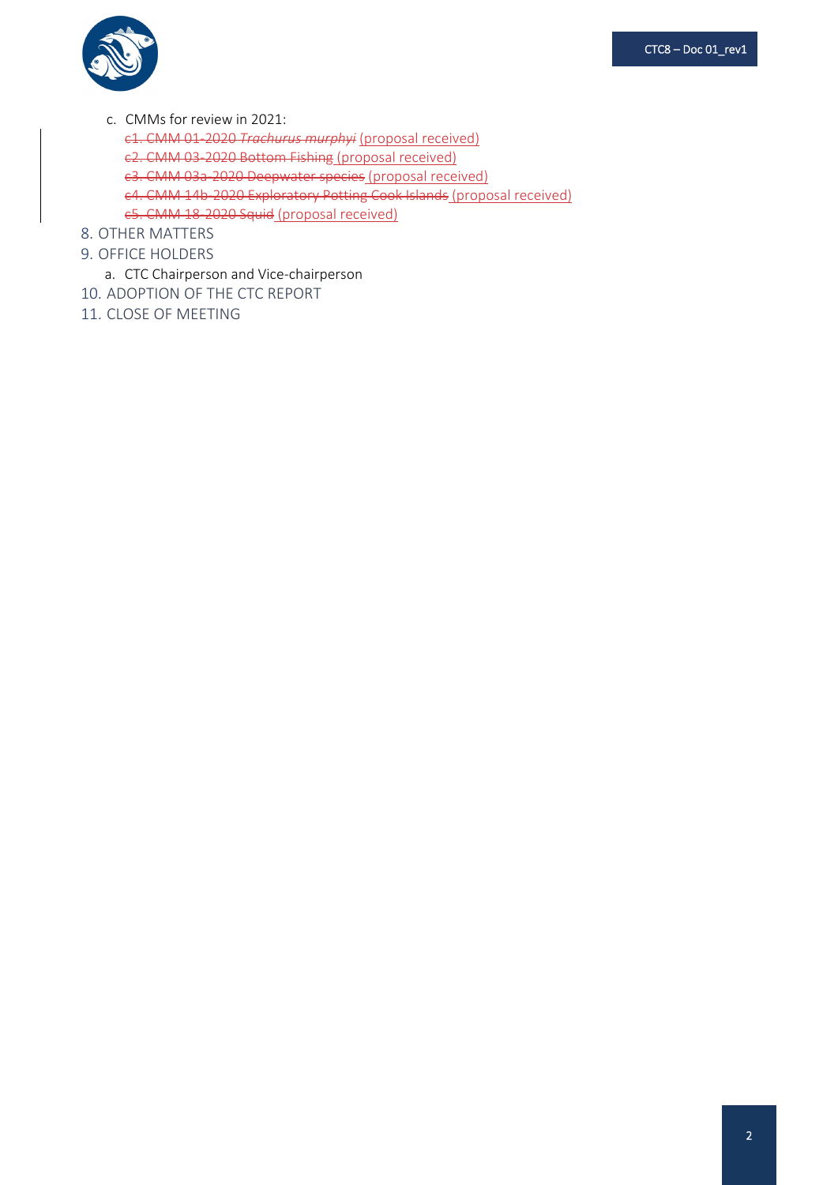c. CMMs for review in 2021:
   - ~~c1. CMM 01-2020 *Trachurus murphyi*~~ (proposal received)
   - ~~c2. CMM 03-2020 Bottom Fishing~~ (proposal received)
   - ~~c3. CMM 03a-2020 Deepwater species~~ (proposal received)
   - ~~c4. CMM 14b-2020 Exploratory Potting Cook Islands~~ (proposal received)
   - ~~c5. CMM 18-2020 Squid~~ (proposal received)

8. OTHER MATTERS
9. OFFICE HOLDERS
   a. CTC Chairperson and Vice-chairperson
10. ADOPTION OF THE CTC REPORT
11. CLOSE OF MEETING